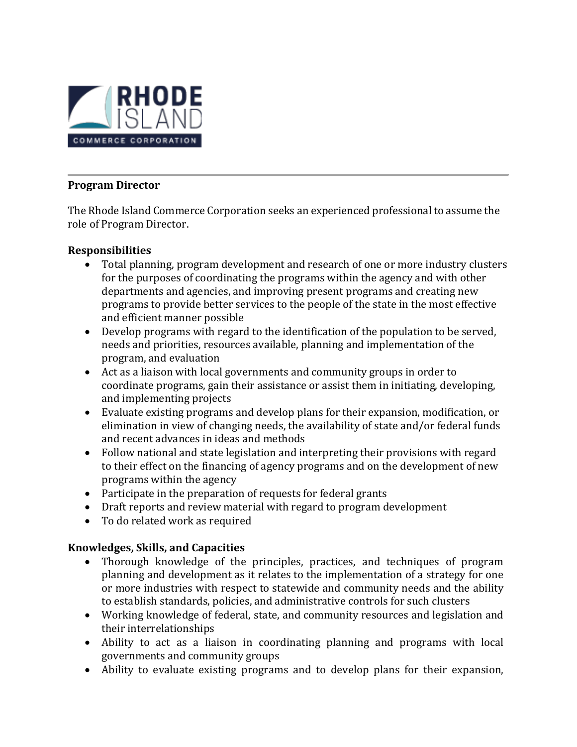## Program Director

The Rhode Island Commerce Corporation seeks an experienced professional to assume the role of Program Director.

### Responsibilities

- Total planning, program development and research of one or more industry clusters for the purposes of coordinating the programs within the agency and with other departments and agencies, and improving present programs and creating new programs to provide better services to the people of the state in the most effective and efficient manner possible
- Develop programs with regard to the identification of the population to be served, needs and priorities, resources available, planning and implementation of the program, and evaluation
- Act as a liaison with local governments and community groups in order to coordinate programs, gain their assistance or assist them in initiating, developing, and implementing projects
- Evaluate existing programs and develop plans for their expansion, modification, or elimination in view of changing needs, the availability of state and/or federal funds and recent advances in ideas and methods
- Follow national and state legislation and interpreting their provisions with regard to their effect on the financing of agency programs and on the development of new programs within the agency
- Participate in the preparation of requests for federal grants
- Draft reports and review material with regard to program development
- To do related work as required

### Knowledges, Skills, and Capacities

- Thorough knowledge of the principles, practices, and techniques of program planning and development as it relates to the implementation of a strategy for one or more industries with respect to statewide and community needs and the ability to establish standards, policies, and administrative controls for such clusters
- Working knowledge of federal, state, and community resources and legislation and their interrelationships
- Ability to act as a liaison in coordinating planning and programs with local governments and community groups
- Ability to evaluate existing programs and to develop plans for their expansion,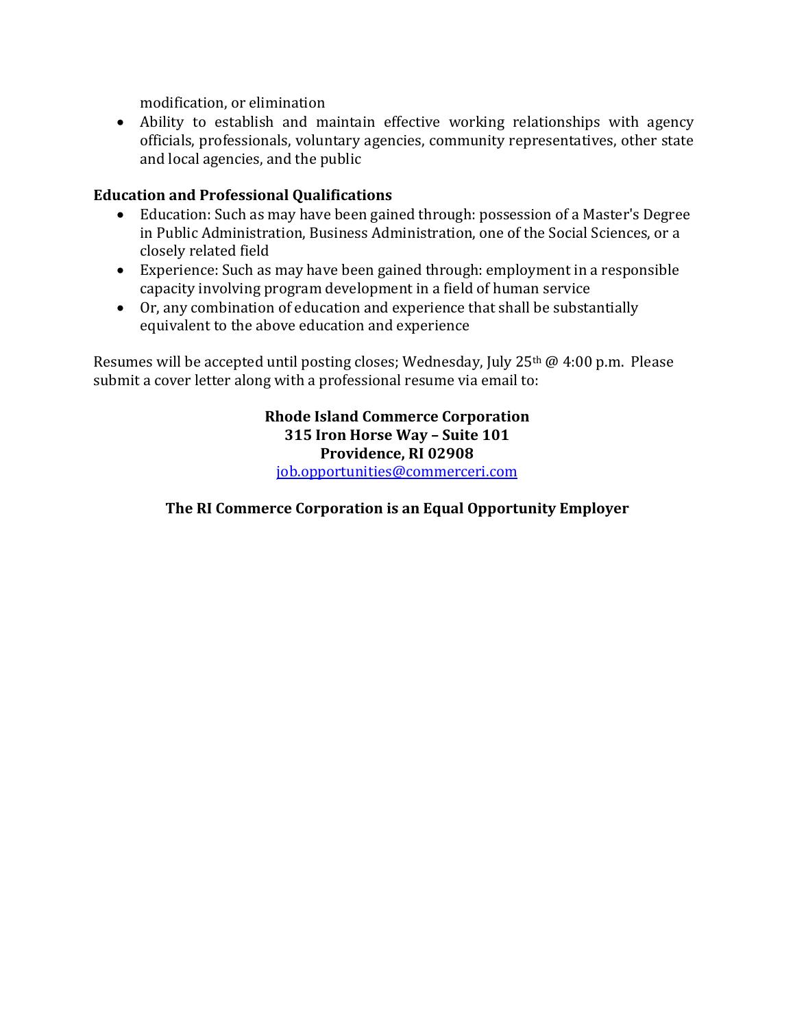modification, or elimination

- Ability to establish and maintain effective working relationships with agency officials, professionals, voluntary agencies, community representatives, other state and local agencies, and the public

**Education and Professional Qualifications**

- Education: Such as may have been gained through: possession of a Master's Degree in Public Administration, Business Administration, one of the Social Sciences, or a closely related field
- Experience: Such as may have been gained through: employment in a responsible capacity involving program development in a field of human service
- Or, any combination of education and experience that shall be substantially equivalent to the above education and experience

Resumes will be accepted until posting closes; Wednesday, July 25th @ 4:00 p.m. Please submit a cover letter along with a professional resume via email to:

**Rhode Island Commerce Corporation**
**315 Iron Horse Way – Suite 101**
**Providence, RI 02908**
job.opportunities@commerceri.com

**The RI Commerce Corporation is an Equal Opportunity Employer**